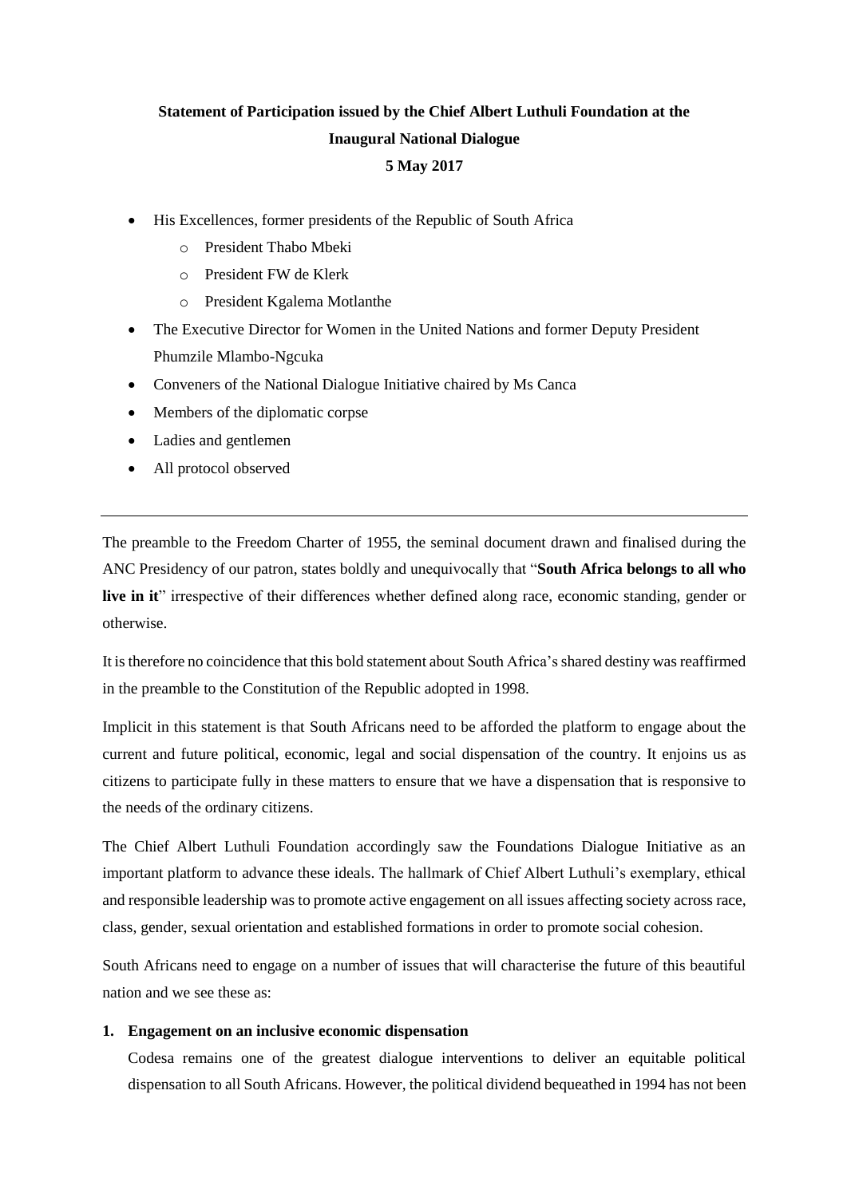**Statement of Participation issued by the Chief Albert Luthuli Foundation at the Inaugural National Dialogue**

**5 May 2017**

- His Excellences, former presidents of the Republic of South Africa
    - President Thabo Mbeki
    - President FW de Klerk
    - President Kgalema Motlanthe
- The Executive Director for Women in the United Nations and former Deputy President Phumzile Mlambo-Ngcuka
- Conveners of the National Dialogue Initiative chaired by Ms Canca
- Members of the diplomatic corpse
- Ladies and gentlemen
- All protocol observed

---

The preamble to the Freedom Charter of 1955, the seminal document drawn and finalised during the ANC Presidency of our patron, states boldly and unequivocally that "**South Africa belongs to all who live in it**" irrespective of their differences whether defined along race, economic standing, gender or otherwise.

It is therefore no coincidence that this bold statement about South Africa's shared destiny was reaffirmed in the preamble to the Constitution of the Republic adopted in 1998.

Implicit in this statement is that South Africans need to be afforded the platform to engage about the current and future political, economic, legal and social dispensation of the country. It enjoins us as citizens to participate fully in these matters to ensure that we have a dispensation that is responsive to the needs of the ordinary citizens.

The Chief Albert Luthuli Foundation accordingly saw the Foundations Dialogue Initiative as an important platform to advance these ideals. The hallmark of Chief Albert Luthuli's exemplary, ethical and responsible leadership was to promote active engagement on all issues affecting society across race, class, gender, sexual orientation and established formations in order to promote social cohesion.

South Africans need to engage on a number of issues that will characterise the future of this beautiful nation and we see these as:

1. **Engagement on an inclusive economic dispensation**

   Codesa remains one of the greatest dialogue interventions to deliver an equitable political dispensation to all South Africans. However, the political dividend bequeathed in 1994 has not been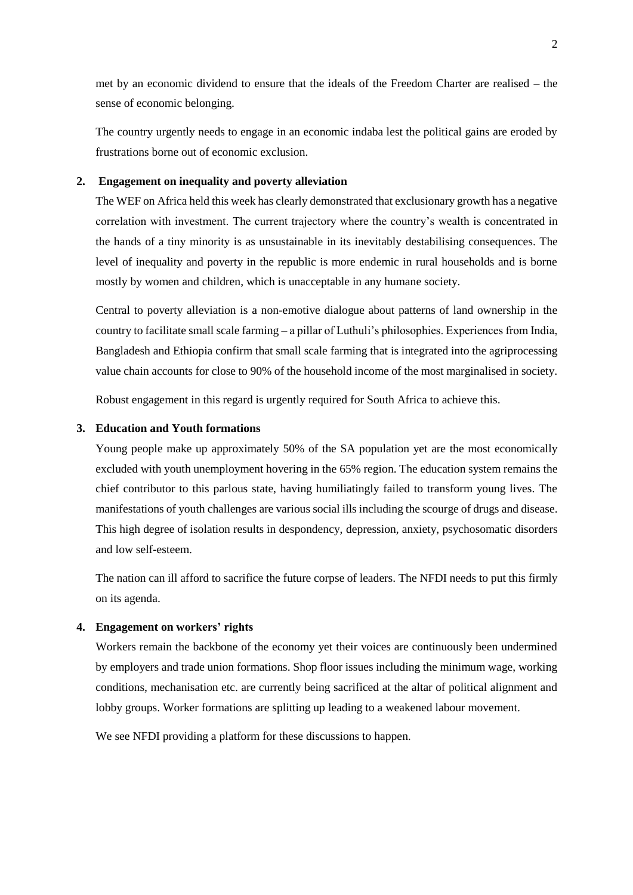met by an economic dividend to ensure that the ideals of the Freedom Charter are realised – the sense of economic belonging.

The country urgently needs to engage in an economic indaba lest the political gains are eroded by frustrations borne out of economic exclusion.

**2. Engagement on inequality and poverty alleviation**

The WEF on Africa held this week has clearly demonstrated that exclusionary growth has a negative correlation with investment. The current trajectory where the country's wealth is concentrated in the hands of a tiny minority is as unsustainable in its inevitably destabilising consequences. The level of inequality and poverty in the republic is more endemic in rural households and is borne mostly by women and children, which is unacceptable in any humane society.

Central to poverty alleviation is a non-emotive dialogue about patterns of land ownership in the country to facilitate small scale farming – a pillar of Luthuli's philosophies. Experiences from India, Bangladesh and Ethiopia confirm that small scale farming that is integrated into the agriprocessing value chain accounts for close to 90% of the household income of the most marginalised in society.

Robust engagement in this regard is urgently required for South Africa to achieve this.

**3. Education and Youth formations**

Young people make up approximately 50% of the SA population yet are the most economically excluded with youth unemployment hovering in the 65% region. The education system remains the chief contributor to this parlous state, having humiliatingly failed to transform young lives. The manifestations of youth challenges are various social ills including the scourge of drugs and disease. This high degree of isolation results in despondency, depression, anxiety, psychosomatic disorders and low self-esteem.

The nation can ill afford to sacrifice the future corpse of leaders. The NFDI needs to put this firmly on its agenda.

**4. Engagement on workers' rights**

Workers remain the backbone of the economy yet their voices are continuously been undermined by employers and trade union formations. Shop floor issues including the minimum wage, working conditions, mechanisation etc. are currently being sacrificed at the altar of political alignment and lobby groups. Worker formations are splitting up leading to a weakened labour movement.

We see NFDI providing a platform for these discussions to happen.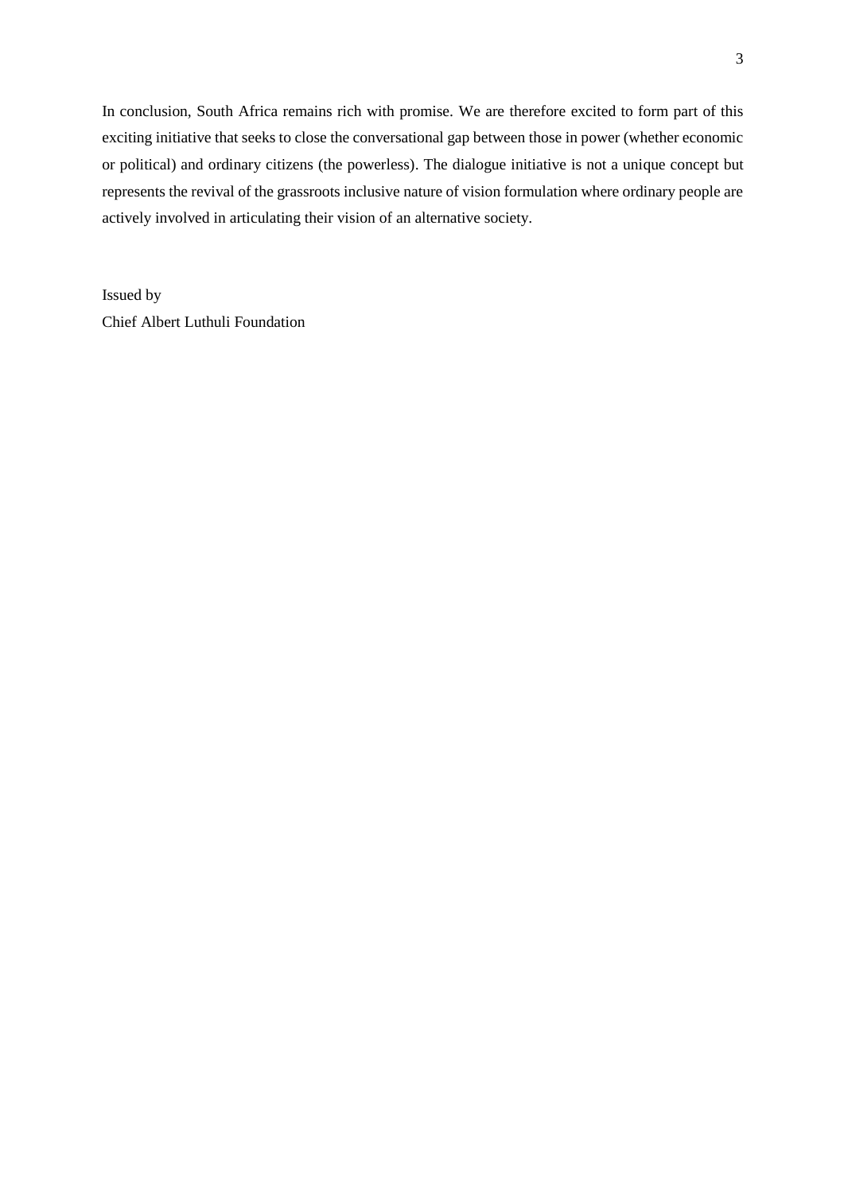In conclusion, South Africa remains rich with promise. We are therefore excited to form part of this exciting initiative that seeks to close the conversational gap between those in power (whether economic or political) and ordinary citizens (the powerless). The dialogue initiative is not a unique concept but represents the revival of the grassroots inclusive nature of vision formulation where ordinary people are actively involved in articulating their vision of an alternative society.

Issued by
Chief Albert Luthuli Foundation